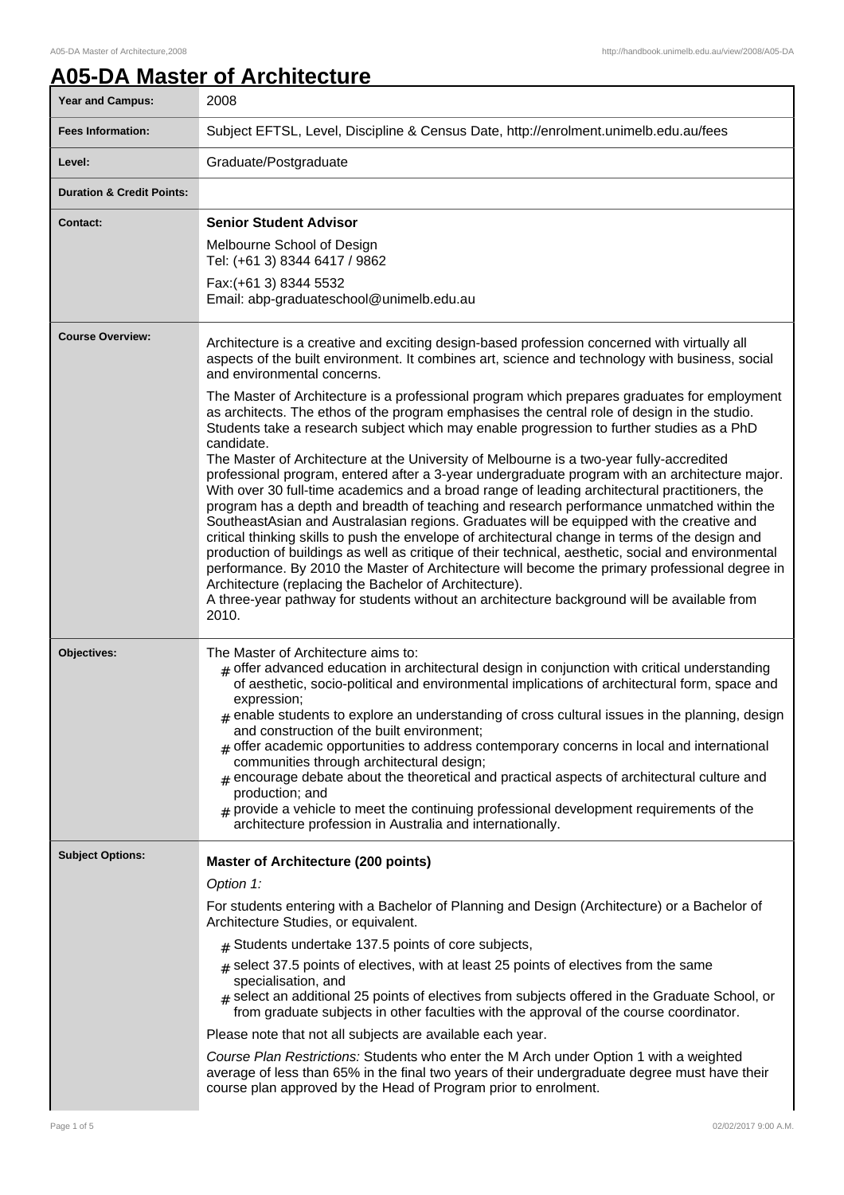# A05-DA Master of Architecture

| | |
|---|---|
| **Year and Campus:** | 2008 |
| **Fees Information:** | Subject EFTSL, Level, Discipline & Census Date, http://enrolment.unimelb.edu.au/fees |
| **Level:** | Graduate/Postgraduate |
| **Duration & Credit Points:** | |
| **Contact:** | **Senior Student Advisor**<br>Melbourne School of Design<br>Tel: (+61 3) 8344 6417 / 9862<br>Fax:(+61 3) 8344 5532<br>Email: abp-graduateschool@unimelb.edu.au |
| **Course Overview:** | Architecture is a creative and exciting design-based profession concerned with virtually all aspects of the built environment. It combines art, science and technology with business, social and environmental concerns.<br>The Master of Architecture is a professional program which prepares graduates for employment as architects. The ethos of the program emphasises the central role of design in the studio. Students take a research subject which may enable progression to further studies as a PhD candidate.<br>The Master of Architecture at the University of Melbourne is a two-year fully-accredited professional program, entered after a 3-year undergraduate program with an architecture major. With over 30 full-time academics and a broad range of leading architectural practitioners, the program has a depth and breadth of teaching and research performance unmatched within the SoutheastAsian and Australasian regions. Graduates will be equipped with the creative and critical thinking skills to push the envelope of architectural change in terms of the design and production of buildings as well as critique of their technical, aesthetic, social and environmental performance. By 2010 the Master of Architecture will become the primary professional degree in Architecture (replacing the Bachelor of Architecture).<br>A three-year pathway for students without an architecture background will be available from 2010. |
| **Objectives:** | The Master of Architecture aims to:<br># offer advanced education in architectural design in conjunction with critical understanding of aesthetic, socio-political and environmental implications of architectural form, space and expression;<br># enable students to explore an understanding of cross cultural issues in the planning, design and construction of the built environment;<br># offer academic opportunities to address contemporary concerns in local and international communities through architectural design;<br># encourage debate about the theoretical and practical aspects of architectural culture and production; and<br># provide a vehicle to meet the continuing professional development requirements of the architecture profession in Australia and internationally. |
| **Subject Options:** | **Master of Architecture (200 points)**<br>*Option 1:*<br>For students entering with a Bachelor of Planning and Design (Architecture) or a Bachelor of Architecture Studies, or equivalent.<br># Students undertake 137.5 points of core subjects,<br># select 37.5 points of electives, with at least 25 points of electives from the same specialisation, and<br># select an additional 25 points of electives from subjects offered in the Graduate School, or from graduate subjects in other faculties with the approval of the course coordinator.<br>Please note that not all subjects are available each year.<br>*Course Plan Restrictions:* Students who enter the M Arch under Option 1 with a weighted average of less than 65% in the final two years of their undergraduate degree must have their course plan approved by the Head of Program prior to enrolment. |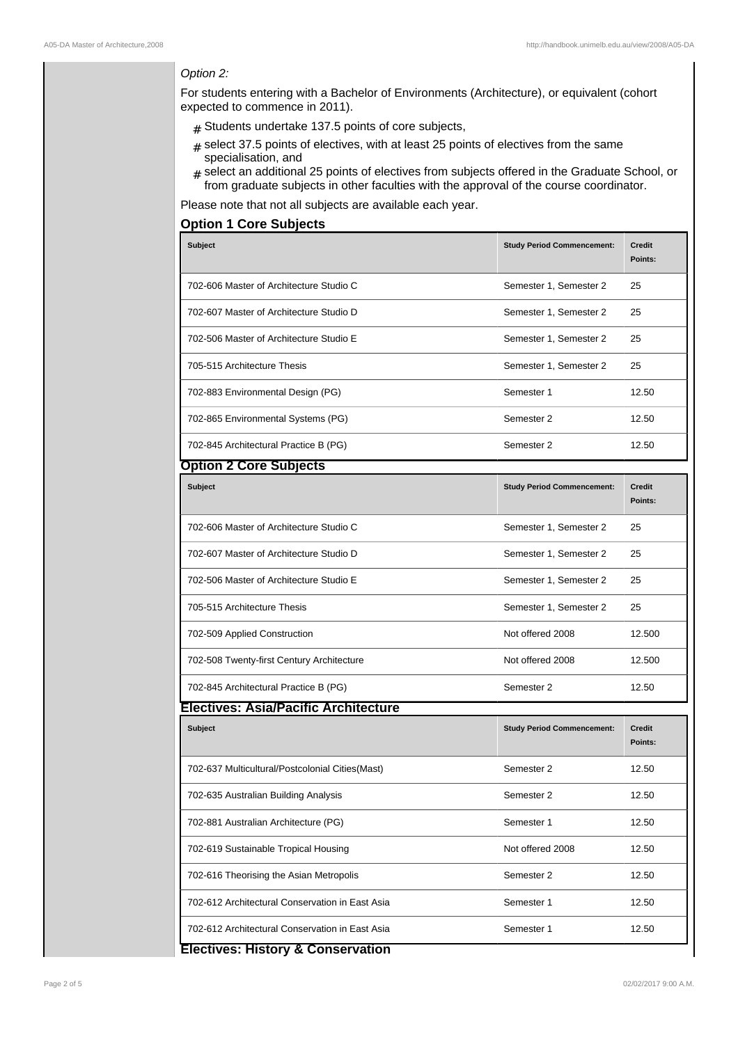*Option 2:*

For students entering with a Bachelor of Environments (Architecture), or equivalent (cohort expected to commence in 2011).

- Students undertake 137.5 points of core subjects,
- select 37.5 points of electives, with at least 25 points of electives from the same specialisation, and
- select an additional 25 points of electives from subjects offered in the Graduate School, or from graduate subjects in other faculties with the approval of the course coordinator.

Please note that not all subjects are available each year.

## Option 1 Core Subjects

| Subject | Study Period Commencement: | Credit Points: |
|---|---|---|
| 702-606 Master of Architecture Studio C | Semester 1, Semester 2 | 25 |
| 702-607 Master of Architecture Studio D | Semester 1, Semester 2 | 25 |
| 702-506 Master of Architecture Studio E | Semester 1, Semester 2 | 25 |
| 705-515 Architecture Thesis | Semester 1, Semester 2 | 25 |
| 702-883 Environmental Design (PG) | Semester 1 | 12.50 |
| 702-865 Environmental Systems (PG) | Semester 2 | 12.50 |
| 702-845 Architectural Practice B (PG) | Semester 2 | 12.50 |

## Option 2 Core Subjects

| Subject | Study Period Commencement: | Credit Points: |
|---|---|---|
| 702-606 Master of Architecture Studio C | Semester 1, Semester 2 | 25 |
| 702-607 Master of Architecture Studio D | Semester 1, Semester 2 | 25 |
| 702-506 Master of Architecture Studio E | Semester 1, Semester 2 | 25 |
| 705-515 Architecture Thesis | Semester 1, Semester 2 | 25 |
| 702-509 Applied Construction | Not offered 2008 | 12.500 |
| 702-508 Twenty-first Century Architecture | Not offered 2008 | 12.500 |
| 702-845 Architectural Practice B (PG) | Semester 2 | 12.50 |

## Electives: Asia/Pacific Architecture

| Subject | Study Period Commencement: | Credit Points: |
|---|---|---|
| 702-637 Multicultural/Postcolonial Cities(Mast) | Semester 2 | 12.50 |
| 702-635 Australian Building Analysis | Semester 2 | 12.50 |
| 702-881 Australian Architecture (PG) | Semester 1 | 12.50 |
| 702-619 Sustainable Tropical Housing | Not offered 2008 | 12.50 |
| 702-616 Theorising the Asian Metropolis | Semester 2 | 12.50 |
| 702-612 Architectural Conservation in East Asia | Semester 1 | 12.50 |
| 702-612 Architectural Conservation in East Asia | Semester 1 | 12.50 |

## Electives: History & Conservation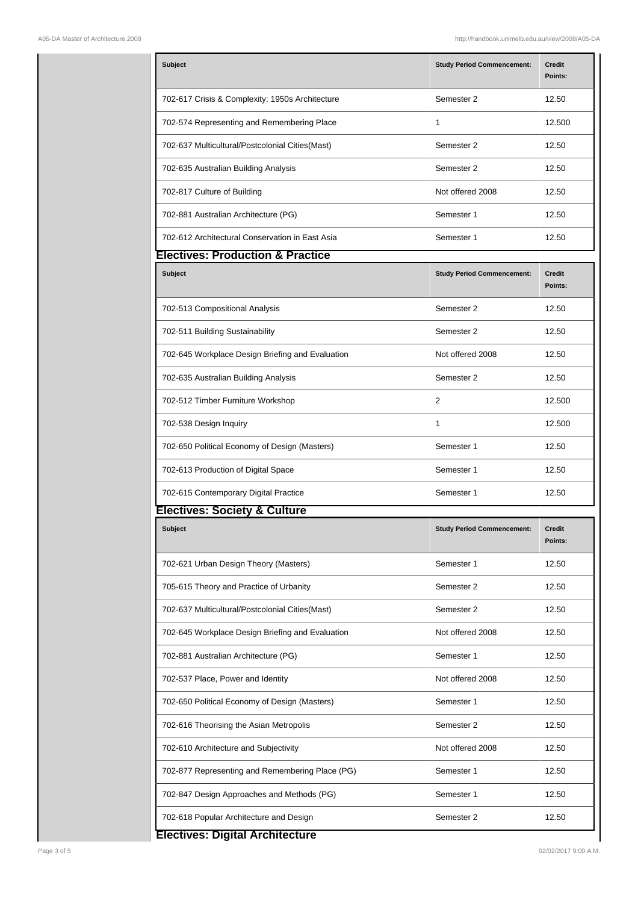| Subject | Study Period Commencement: | Credit Points: |
| --- | --- | --- |
| 702-617 Crisis & Complexity: 1950s Architecture | Semester 2 | 12.50 |
| 702-574 Representing and Remembering Place | 1 | 12.500 |
| 702-637 Multicultural/Postcolonial Cities(Mast) | Semester 2 | 12.50 |
| 702-635 Australian Building Analysis | Semester 2 | 12.50 |
| 702-817 Culture of Building | Not offered 2008 | 12.50 |
| 702-881 Australian Architecture (PG) | Semester 1 | 12.50 |
| 702-612 Architectural Conservation in East Asia | Semester 1 | 12.50 |

## Electives: Production & Practice

| Subject | Study Period Commencement: | Credit Points: |
| --- | --- | --- |
| 702-513 Compositional Analysis | Semester 2 | 12.50 |
| 702-511 Building Sustainability | Semester 2 | 12.50 |
| 702-645 Workplace Design Briefing and Evaluation | Not offered 2008 | 12.50 |
| 702-635 Australian Building Analysis | Semester 2 | 12.50 |
| 702-512 Timber Furniture Workshop | 2 | 12.500 |
| 702-538 Design Inquiry | 1 | 12.500 |
| 702-650 Political Economy of Design (Masters) | Semester 1 | 12.50 |
| 702-613 Production of Digital Space | Semester 1 | 12.50 |
| 702-615 Contemporary Digital Practice | Semester 1 | 12.50 |

## Electives: Society & Culture

| Subject | Study Period Commencement: | Credit Points: |
| --- | --- | --- |
| 702-621 Urban Design Theory (Masters) | Semester 1 | 12.50 |
| 705-615 Theory and Practice of Urbanity | Semester 2 | 12.50 |
| 702-637 Multicultural/Postcolonial Cities(Mast) | Semester 2 | 12.50 |
| 702-645 Workplace Design Briefing and Evaluation | Not offered 2008 | 12.50 |
| 702-881 Australian Architecture (PG) | Semester 1 | 12.50 |
| 702-537 Place, Power and Identity | Not offered 2008 | 12.50 |
| 702-650 Political Economy of Design (Masters) | Semester 1 | 12.50 |
| 702-616 Theorising the Asian Metropolis | Semester 2 | 12.50 |
| 702-610 Architecture and Subjectivity | Not offered 2008 | 12.50 |
| 702-877 Representing and Remembering Place (PG) | Semester 1 | 12.50 |
| 702-847 Design Approaches and Methods (PG) | Semester 1 | 12.50 |
| 702-618 Popular Architecture and Design | Semester 2 | 12.50 |

## Electives: Digital Architecture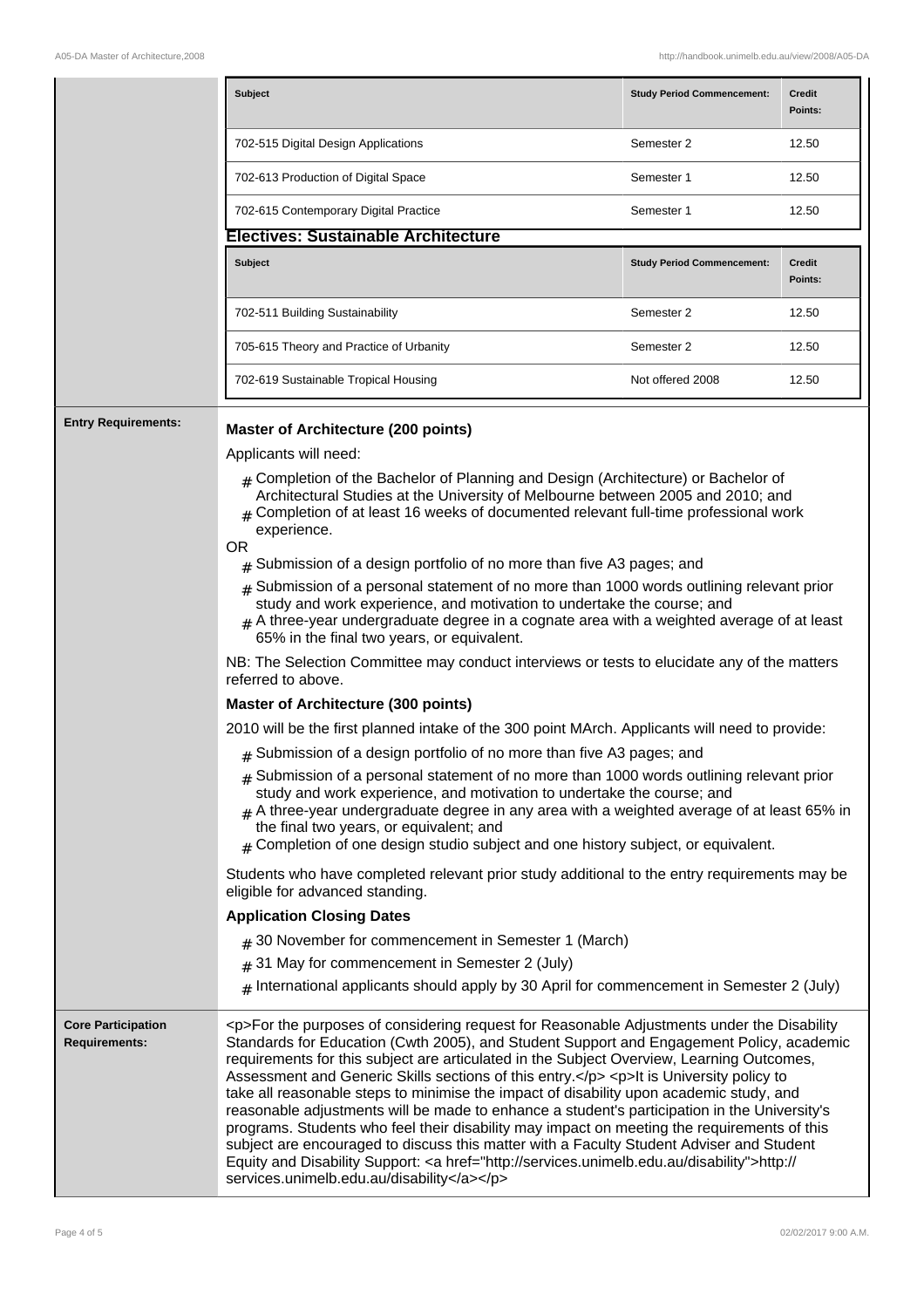| Subject | Study Period Commencement: | Credit Points: |
| --- | --- | --- |
| 702-515 Digital Design Applications | Semester 2 | 12.50 |
| 702-613 Production of Digital Space | Semester 1 | 12.50 |
| 702-615 Contemporary Digital Practice | Semester 1 | 12.50 |

### Electives: Sustainable Architecture

| Subject | Study Period Commencement: | Credit Points: |
| --- | --- | --- |
| 702-511 Building Sustainability | Semester 2 | 12.50 |
| 705-615 Theory and Practice of Urbanity | Semester 2 | 12.50 |
| 702-619 Sustainable Tropical Housing | Not offered 2008 | 12.50 |

## Entry Requirements:

**Master of Architecture (200 points)**

Applicants will need:

- Completion of the Bachelor of Planning and Design (Architecture) or Bachelor of Architectural Studies at the University of Melbourne between 2005 and 2010; and
- Completion of at least 16 weeks of documented relevant full-time professional work experience.

OR

- Submission of a design portfolio of no more than five A3 pages; and
- Submission of a personal statement of no more than 1000 words outlining relevant prior study and work experience, and motivation to undertake the course; and
- A three-year undergraduate degree in a cognate area with a weighted average of at least 65% in the final two years, or equivalent.

NB: The Selection Committee may conduct interviews or tests to elucidate any of the matters referred to above.

**Master of Architecture (300 points)**

2010 will be the first planned intake of the 300 point MArch. Applicants will need to provide:

- Submission of a design portfolio of no more than five A3 pages; and
- Submission of a personal statement of no more than 1000 words outlining relevant prior study and work experience, and motivation to undertake the course; and
- A three-year undergraduate degree in any area with a weighted average of at least 65% in the final two years, or equivalent; and
- Completion of one design studio subject and one history subject, or equivalent.

Students who have completed relevant prior study additional to the entry requirements may be eligible for advanced standing.

**Application Closing Dates**

- 30 November for commencement in Semester 1 (March)
- 31 May for commencement in Semester 2 (July)
- International applicants should apply by 30 April for commencement in Semester 2 (July)

## Core Participation Requirements:

<p>For the purposes of considering request for Reasonable Adjustments under the Disability Standards for Education (Cwth 2005), and Student Support and Engagement Policy, academic requirements for this subject are articulated in the Subject Overview, Learning Outcomes, Assessment and Generic Skills sections of this entry.</p> <p>It is University policy to take all reasonable steps to minimise the impact of disability upon academic study, and reasonable adjustments will be made to enhance a student's participation in the University's programs. Students who feel their disability may impact on meeting the requirements of this subject are encouraged to discuss this matter with a Faculty Student Adviser and Student Equity and Disability Support: <a href="http://services.unimelb.edu.au/disability">http://services.unimelb.edu.au/disability</a></p>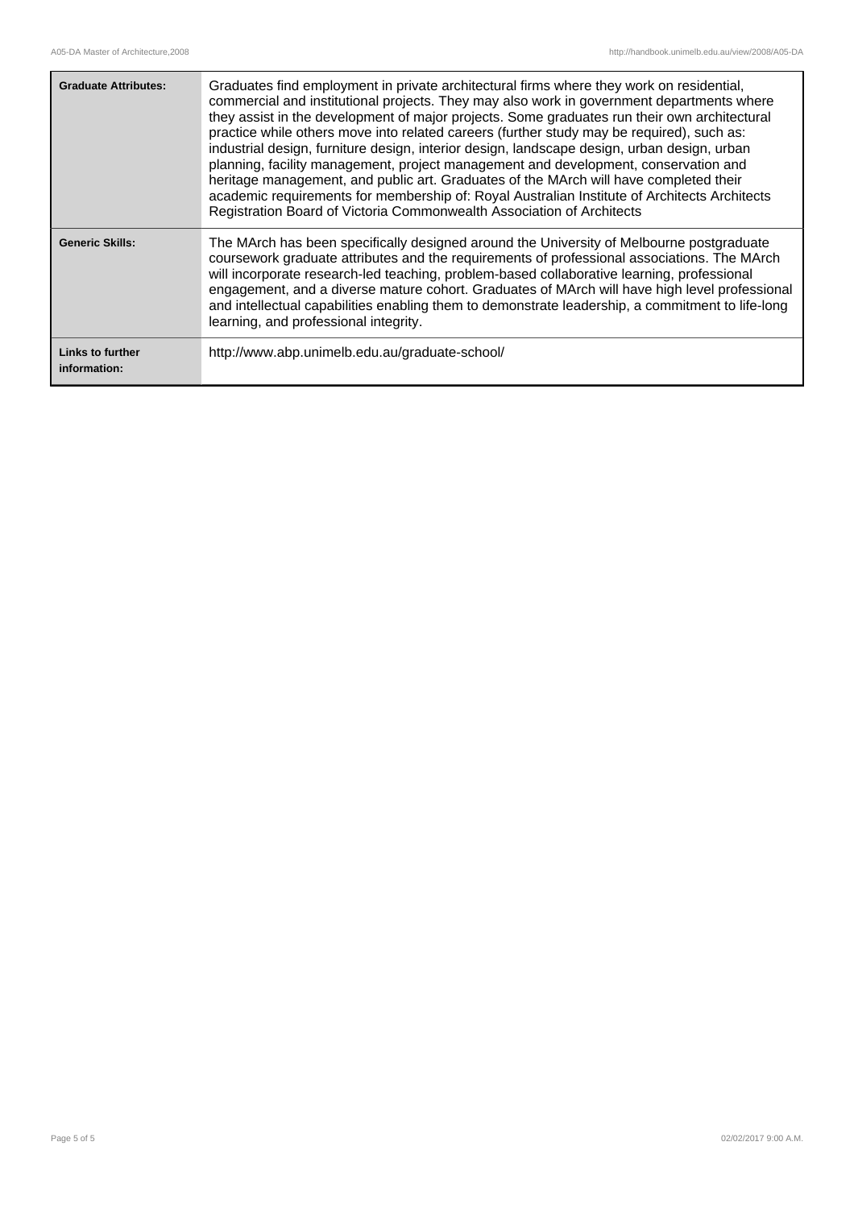| | |
|---|---|
| **Graduate Attributes:** | Graduates find employment in private architectural firms where they work on residential, commercial and institutional projects. They may also work in government departments where they assist in the development of major projects. Some graduates run their own architectural practice while others move into related careers (further study may be required), such as: industrial design, furniture design, interior design, landscape design, urban design, urban planning, facility management, project management and development, conservation and heritage management, and public art. Graduates of the MArch will have completed their academic requirements for membership of: Royal Australian Institute of Architects Architects Registration Board of Victoria Commonwealth Association of Architects |
| **Generic Skills:** | The MArch has been specifically designed around the University of Melbourne postgraduate coursework graduate attributes and the requirements of professional associations. The MArch will incorporate research-led teaching, problem-based collaborative learning, professional engagement, and a diverse mature cohort. Graduates of MArch will have high level professional and intellectual capabilities enabling them to demonstrate leadership, a commitment to life-long learning, and professional integrity. |
| **Links to further information:** | http://www.abp.unimelb.edu.au/graduate-school/ |